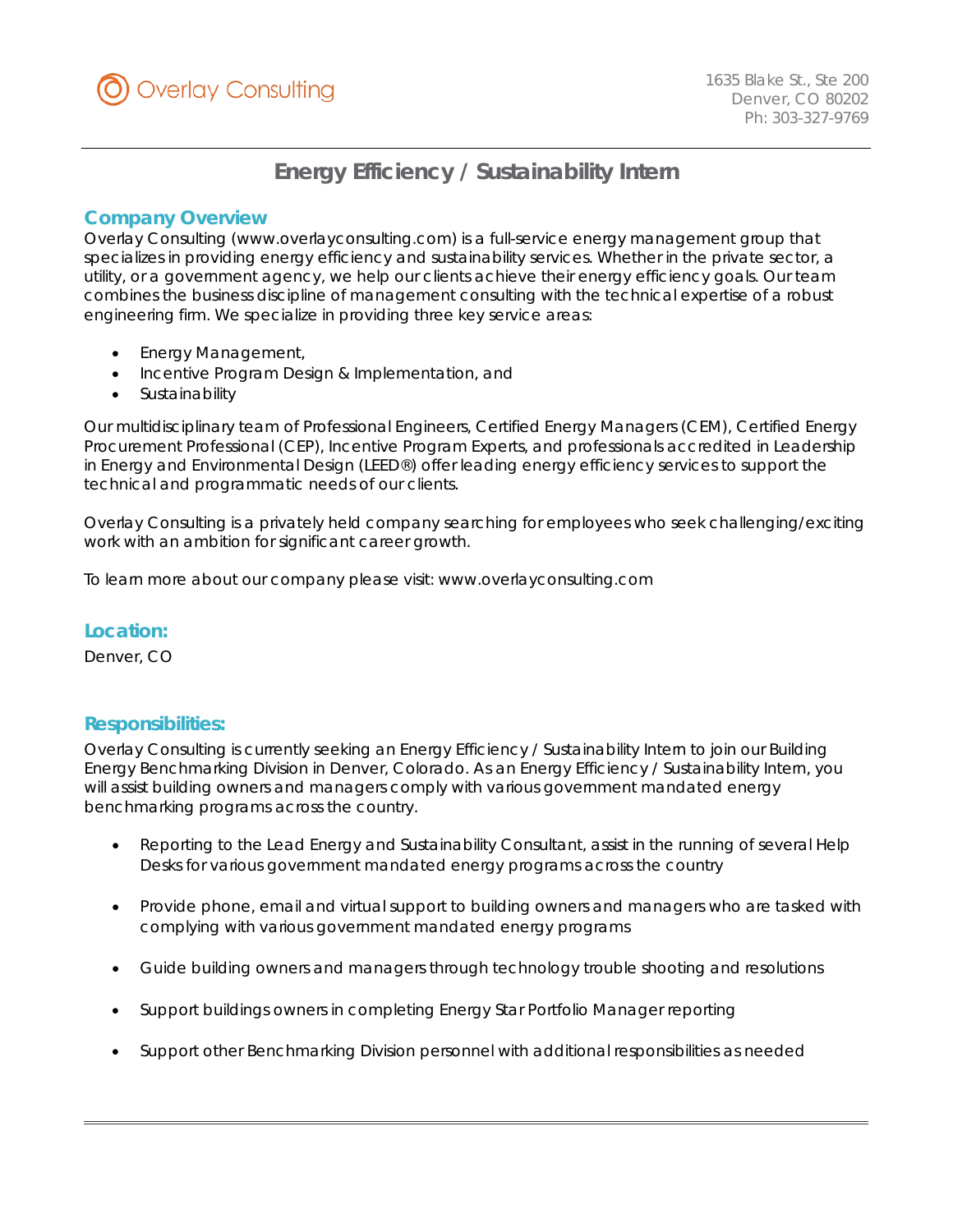Overlay Consulting

1635 Blake St., Ste 200
Denver, CO 80202
Ph: 303-327-9769

# Energy Efficiency / Sustainability Intern

## Company Overview

Overlay Consulting (www.overlayconsulting.com) is a full-service energy management group that specializes in providing energy efficiency and sustainability services. Whether in the private sector, a utility, or a government agency, we help our clients achieve their energy efficiency goals. Our team combines the business discipline of management consulting with the technical expertise of a robust engineering firm. We specialize in providing three key service areas:

- Energy Management,
- Incentive Program Design & Implementation, and
- Sustainability

Our multidisciplinary team of Professional Engineers, Certified Energy Managers (CEM), Certified Energy Procurement Professional (CEP), Incentive Program Experts, and professionals accredited in Leadership in Energy and Environmental Design (LEED®) offer leading energy efficiency services to support the technical and programmatic needs of our clients.

Overlay Consulting is a privately held company searching for employees who seek challenging/exciting work with an ambition for significant career growth.

To learn more about our company please visit: www.overlayconsulting.com

## Location:

Denver, CO

## Responsibilities:

Overlay Consulting is currently seeking an Energy Efficiency / Sustainability Intern to join our Building Energy Benchmarking Division in Denver, Colorado. As an Energy Efficiency / Sustainability Intern, you will assist building owners and managers comply with various government mandated energy benchmarking programs across the country.

- Reporting to the Lead Energy and Sustainability Consultant, assist in the running of several Help Desks for various government mandated energy programs across the country
- Provide phone, email and virtual support to building owners and managers who are tasked with complying with various government mandated energy programs
- Guide building owners and managers through technology trouble shooting and resolutions
- Support buildings owners in completing Energy Star Portfolio Manager reporting
- Support other Benchmarking Division personnel with additional responsibilities as needed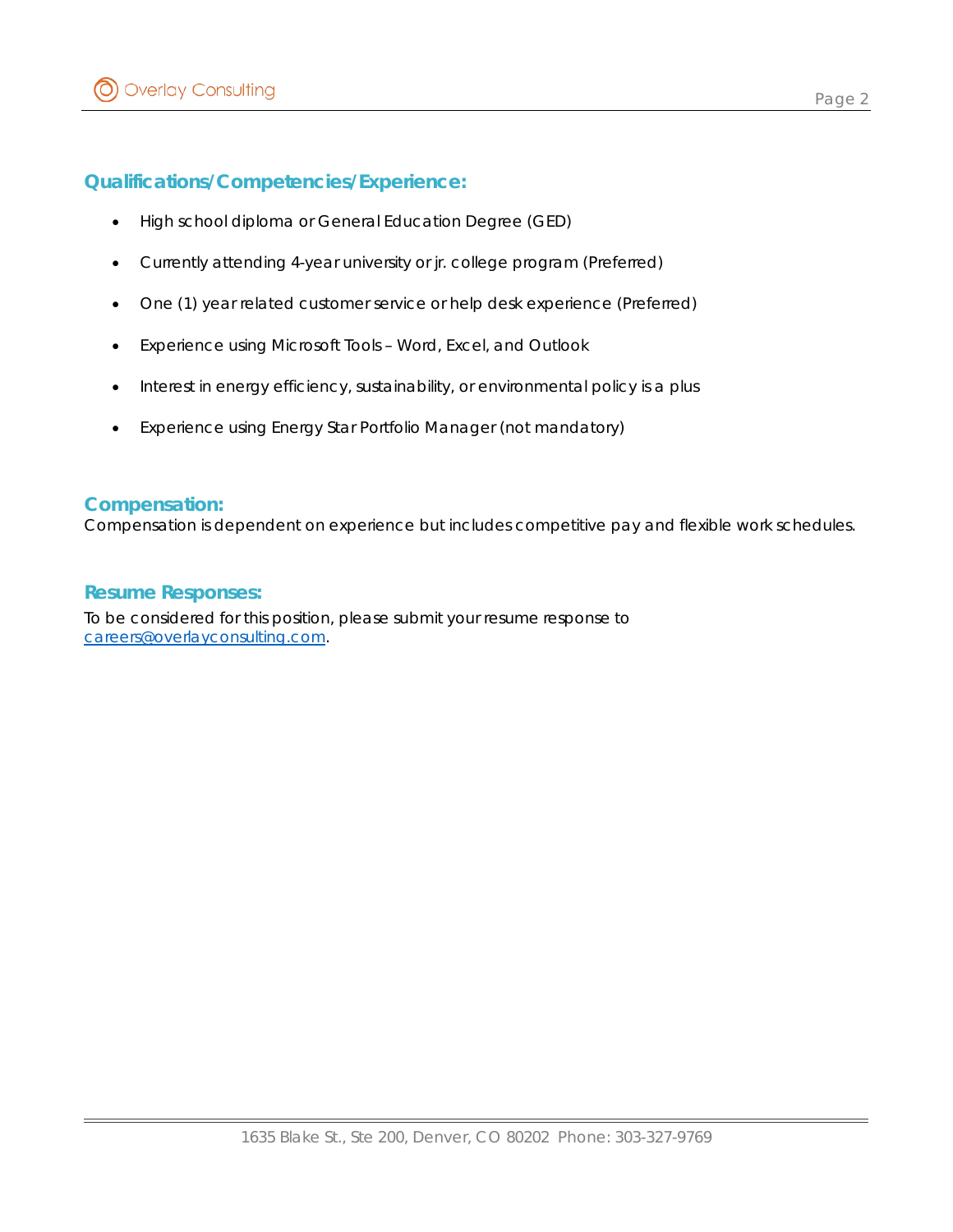## Qualifications/Competencies/Experience:

- High school diploma or General Education Degree (GED)
- Currently attending 4-year university or jr. college program (Preferred)
- One (1) year related customer service or help desk experience (Preferred)
- Experience using Microsoft Tools – Word, Excel, and Outlook
- Interest in energy efficiency, sustainability, or environmental policy is a plus
- Experience using Energy Star Portfolio Manager (not mandatory)

## Compensation:

Compensation is dependent on experience but includes competitive pay and flexible work schedules.

## Resume Responses:

To be considered for this position, please submit your resume response to careers@overlayconsulting.com.